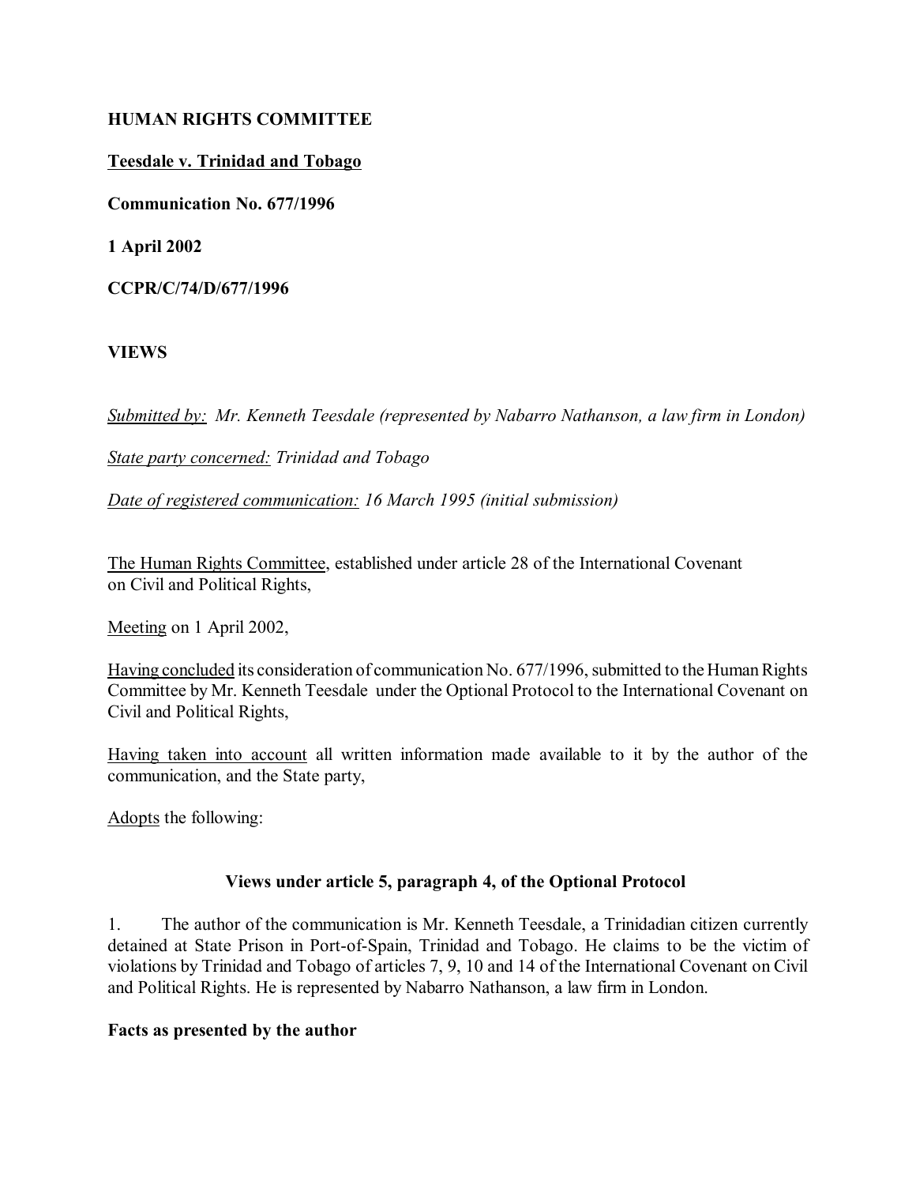**HUMAN RIGHTS COMMITTEE**

**Teesdale v. Trinidad and Tobago**

**Communication No. 677/1996**

**1 April 2002**

**CCPR/C/74/D/677/1996**

**VIEWS**

*Submitted by: Mr. Kenneth Teesdale (represented by Nabarro Nathanson, a law firm in London)*

*State party concerned: Trinidad and Tobago*

*Date of registered communication: 16 March 1995 (initial submission)*

The Human Rights Committee, established under article 28 of the International Covenant on Civil and Political Rights,

Meeting on 1 April 2002,

Having concluded its consideration of communication No. 677/1996, submitted to the Human Rights Committee by Mr. Kenneth Teesdale under the Optional Protocol to the International Covenant on Civil and Political Rights,

Having taken into account all written information made available to it by the author of the communication, and the State party,

Adopts the following:

**Views under article 5, paragraph 4, of the Optional Protocol**

1. The author of the communication is Mr. Kenneth Teesdale, a Trinidadian citizen currently detained at State Prison in Port-of-Spain, Trinidad and Tobago. He claims to be the victim of violations by Trinidad and Tobago of articles 7, 9, 10 and 14 of the International Covenant on Civil and Political Rights. He is represented by Nabarro Nathanson, a law firm in London.

**Facts as presented by the author**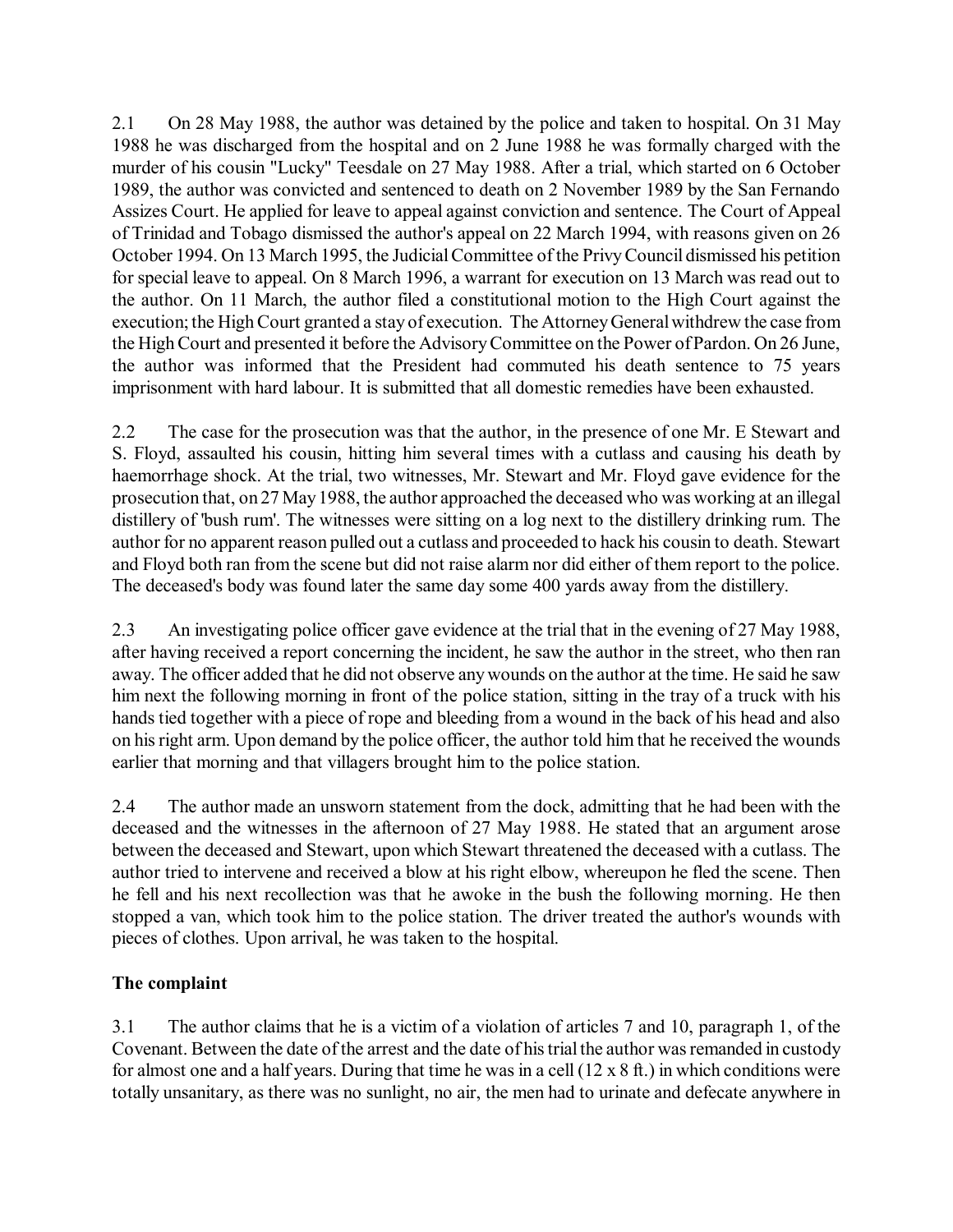2.1 On 28 May 1988, the author was detained by the police and taken to hospital. On 31 May 1988 he was discharged from the hospital and on 2 June 1988 he was formally charged with the murder of his cousin "Lucky" Teesdale on 27 May 1988. After a trial, which started on 6 October 1989, the author was convicted and sentenced to death on 2 November 1989 by the San Fernando Assizes Court. He applied for leave to appeal against conviction and sentence. The Court of Appeal of Trinidad and Tobago dismissed the author's appeal on 22 March 1994, with reasons given on 26 October 1994. On 13 March 1995, the Judicial Committee of the Privy Council dismissed his petition for special leave to appeal. On 8 March 1996, a warrant for execution on 13 March was read out to the author. On 11 March, the author filed a constitutional motion to the High Court against the execution; the High Court granted a stay of execution. The Attorney General withdrew the case from the High Court and presented it before the Advisory Committee on the Power of Pardon. On 26 June, the author was informed that the President had commuted his death sentence to 75 years imprisonment with hard labour. It is submitted that all domestic remedies have been exhausted.

2.2 The case for the prosecution was that the author, in the presence of one Mr. E Stewart and S. Floyd, assaulted his cousin, hitting him several times with a cutlass and causing his death by haemorrhage shock. At the trial, two witnesses, Mr. Stewart and Mr. Floyd gave evidence for the prosecution that, on 27 May 1988, the author approached the deceased who was working at an illegal distillery of 'bush rum'. The witnesses were sitting on a log next to the distillery drinking rum. The author for no apparent reason pulled out a cutlass and proceeded to hack his cousin to death. Stewart and Floyd both ran from the scene but did not raise alarm nor did either of them report to the police. The deceased's body was found later the same day some 400 yards away from the distillery.

2.3 An investigating police officer gave evidence at the trial that in the evening of 27 May 1988, after having received a report concerning the incident, he saw the author in the street, who then ran away. The officer added that he did not observe any wounds on the author at the time. He said he saw him next the following morning in front of the police station, sitting in the tray of a truck with his hands tied together with a piece of rope and bleeding from a wound in the back of his head and also on his right arm. Upon demand by the police officer, the author told him that he received the wounds earlier that morning and that villagers brought him to the police station.

2.4 The author made an unsworn statement from the dock, admitting that he had been with the deceased and the witnesses in the afternoon of 27 May 1988. He stated that an argument arose between the deceased and Stewart, upon which Stewart threatened the deceased with a cutlass. The author tried to intervene and received a blow at his right elbow, whereupon he fled the scene. Then he fell and his next recollection was that he awoke in the bush the following morning. He then stopped a van, which took him to the police station. The driver treated the author's wounds with pieces of clothes. Upon arrival, he was taken to the hospital.

## The complaint

3.1 The author claims that he is a victim of a violation of articles 7 and 10, paragraph 1, of the Covenant. Between the date of the arrest and the date of his trial the author was remanded in custody for almost one and a half years. During that time he was in a cell (12 x 8 ft.) in which conditions were totally unsanitary, as there was no sunlight, no air, the men had to urinate and defecate anywhere in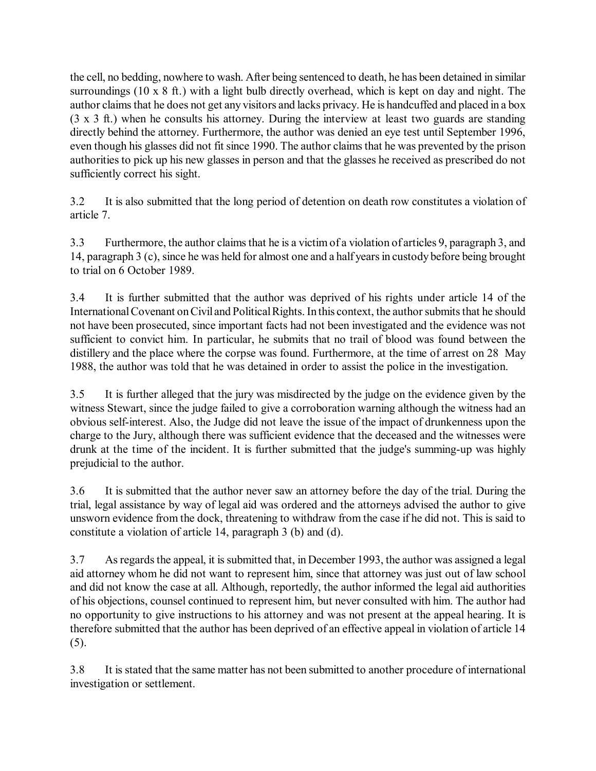the cell, no bedding, nowhere to wash. After being sentenced to death, he has been detained in similar surroundings (10 x 8 ft.) with a light bulb directly overhead, which is kept on day and night. The author claims that he does not get any visitors and lacks privacy. He is handcuffed and placed in a box (3 x 3 ft.) when he consults his attorney. During the interview at least two guards are standing directly behind the attorney. Furthermore, the author was denied an eye test until September 1996, even though his glasses did not fit since 1990. The author claims that he was prevented by the prison authorities to pick up his new glasses in person and that the glasses he received as prescribed do not sufficiently correct his sight.

3.2 It is also submitted that the long period of detention on death row constitutes a violation of article 7.

3.3 Furthermore, the author claims that he is a victim of a violation of articles 9, paragraph 3, and 14, paragraph 3 (c), since he was held for almost one and a half years in custody before being brought to trial on 6 October 1989.

3.4 It is further submitted that the author was deprived of his rights under article 14 of the International Covenant on Civil and Political Rights. In this context, the author submits that he should not have been prosecuted, since important facts had not been investigated and the evidence was not sufficient to convict him. In particular, he submits that no trail of blood was found between the distillery and the place where the corpse was found. Furthermore, at the time of arrest on 28 May 1988, the author was told that he was detained in order to assist the police in the investigation.

3.5 It is further alleged that the jury was misdirected by the judge on the evidence given by the witness Stewart, since the judge failed to give a corroboration warning although the witness had an obvious self-interest. Also, the Judge did not leave the issue of the impact of drunkenness upon the charge to the Jury, although there was sufficient evidence that the deceased and the witnesses were drunk at the time of the incident. It is further submitted that the judge's summing-up was highly prejudicial to the author.

3.6 It is submitted that the author never saw an attorney before the day of the trial. During the trial, legal assistance by way of legal aid was ordered and the attorneys advised the author to give unsworn evidence from the dock, threatening to withdraw from the case if he did not. This is said to constitute a violation of article 14, paragraph 3 (b) and (d).

3.7 As regards the appeal, it is submitted that, in December 1993, the author was assigned a legal aid attorney whom he did not want to represent him, since that attorney was just out of law school and did not know the case at all. Although, reportedly, the author informed the legal aid authorities of his objections, counsel continued to represent him, but never consulted with him. The author had no opportunity to give instructions to his attorney and was not present at the appeal hearing. It is therefore submitted that the author has been deprived of an effective appeal in violation of article 14 (5).

3.8 It is stated that the same matter has not been submitted to another procedure of international investigation or settlement.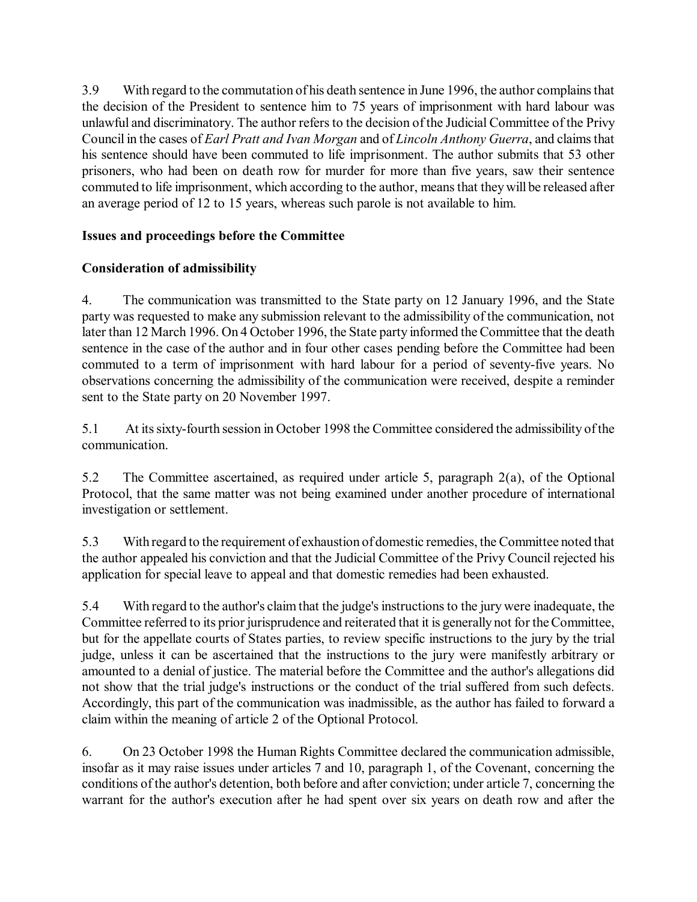3.9 With regard to the commutation of his death sentence in June 1996, the author complains that the decision of the President to sentence him to 75 years of imprisonment with hard labour was unlawful and discriminatory. The author refers to the decision of the Judicial Committee of the Privy Council in the cases of *Earl Pratt and Ivan Morgan* and of *Lincoln Anthony Guerra*, and claims that his sentence should have been commuted to life imprisonment. The author submits that 53 other prisoners, who had been on death row for murder for more than five years, saw their sentence commuted to life imprisonment, which according to the author, means that they will be released after an average period of 12 to 15 years, whereas such parole is not available to him.

**Issues and proceedings before the Committee**

**Consideration of admissibility**

4. The communication was transmitted to the State party on 12 January 1996, and the State party was requested to make any submission relevant to the admissibility of the communication, not later than 12 March 1996. On 4 October 1996, the State party informed the Committee that the death sentence in the case of the author and in four other cases pending before the Committee had been commuted to a term of imprisonment with hard labour for a period of seventy-five years. No observations concerning the admissibility of the communication were received, despite a reminder sent to the State party on 20 November 1997.

5.1 At its sixty-fourth session in October 1998 the Committee considered the admissibility of the communication.

5.2 The Committee ascertained, as required under article 5, paragraph 2(a), of the Optional Protocol, that the same matter was not being examined under another procedure of international investigation or settlement.

5.3 With regard to the requirement of exhaustion of domestic remedies, the Committee noted that the author appealed his conviction and that the Judicial Committee of the Privy Council rejected his application for special leave to appeal and that domestic remedies had been exhausted.

5.4 With regard to the author's claim that the judge's instructions to the jury were inadequate, the Committee referred to its prior jurisprudence and reiterated that it is generally not for the Committee, but for the appellate courts of States parties, to review specific instructions to the jury by the trial judge, unless it can be ascertained that the instructions to the jury were manifestly arbitrary or amounted to a denial of justice. The material before the Committee and the author's allegations did not show that the trial judge's instructions or the conduct of the trial suffered from such defects. Accordingly, this part of the communication was inadmissible, as the author has failed to forward a claim within the meaning of article 2 of the Optional Protocol.

6. On 23 October 1998 the Human Rights Committee declared the communication admissible, insofar as it may raise issues under articles 7 and 10, paragraph 1, of the Covenant, concerning the conditions of the author's detention, both before and after conviction; under article 7, concerning the warrant for the author's execution after he had spent over six years on death row and after the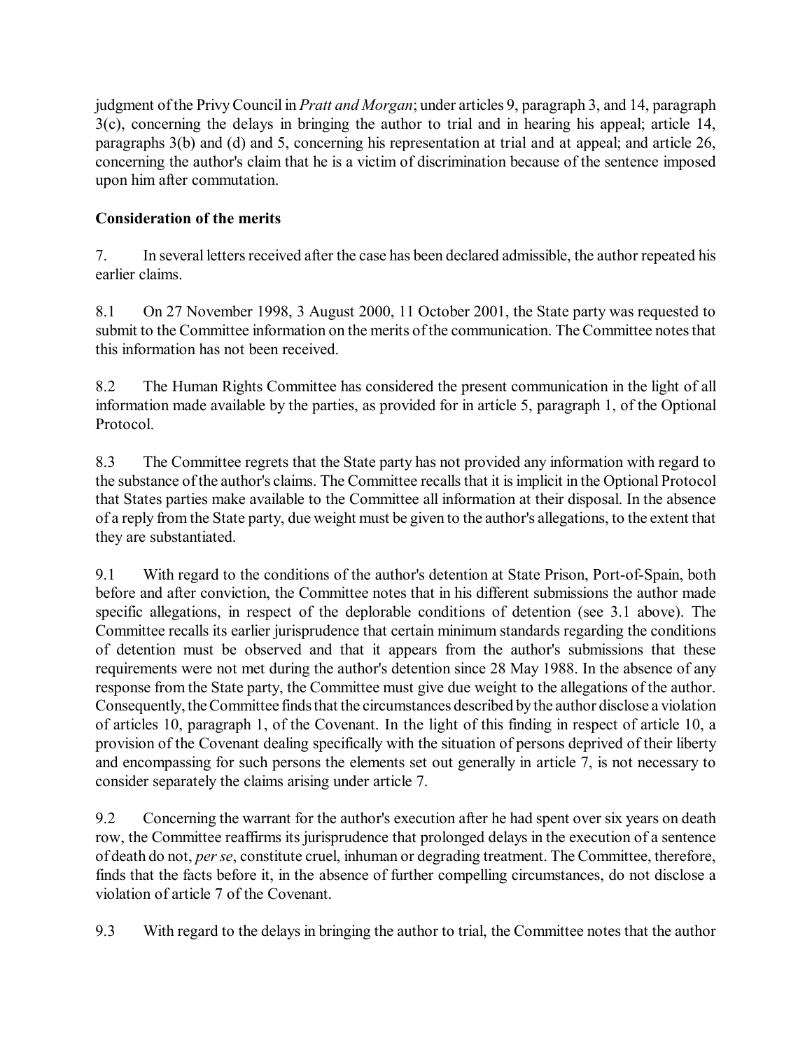judgment of the Privy Council in *Pratt and Morgan*; under articles 9, paragraph 3, and 14, paragraph 3(c), concerning the delays in bringing the author to trial and in hearing his appeal; article 14, paragraphs 3(b) and (d) and 5, concerning his representation at trial and at appeal; and article 26, concerning the author's claim that he is a victim of discrimination because of the sentence imposed upon him after commutation.

**Consideration of the merits**

7. In several letters received after the case has been declared admissible, the author repeated his earlier claims.

8.1 On 27 November 1998, 3 August 2000, 11 October 2001, the State party was requested to submit to the Committee information on the merits of the communication. The Committee notes that this information has not been received.

8.2 The Human Rights Committee has considered the present communication in the light of all information made available by the parties, as provided for in article 5, paragraph 1, of the Optional Protocol.

8.3 The Committee regrets that the State party has not provided any information with regard to the substance of the author's claims. The Committee recalls that it is implicit in the Optional Protocol that States parties make available to the Committee all information at their disposal. In the absence of a reply from the State party, due weight must be given to the author's allegations, to the extent that they are substantiated.

9.1 With regard to the conditions of the author's detention at State Prison, Port-of-Spain, both before and after conviction, the Committee notes that in his different submissions the author made specific allegations, in respect of the deplorable conditions of detention (see 3.1 above). The Committee recalls its earlier jurisprudence that certain minimum standards regarding the conditions of detention must be observed and that it appears from the author's submissions that these requirements were not met during the author's detention since 28 May 1988. In the absence of any response from the State party, the Committee must give due weight to the allegations of the author. Consequently, the Committee finds that the circumstances described by the author disclose a violation of articles 10, paragraph 1, of the Covenant. In the light of this finding in respect of article 10, a provision of the Covenant dealing specifically with the situation of persons deprived of their liberty and encompassing for such persons the elements set out generally in article 7, is not necessary to consider separately the claims arising under article 7.

9.2 Concerning the warrant for the author's execution after he had spent over six years on death row, the Committee reaffirms its jurisprudence that prolonged delays in the execution of a sentence of death do not, *per se*, constitute cruel, inhuman or degrading treatment. The Committee, therefore, finds that the facts before it, in the absence of further compelling circumstances, do not disclose a violation of article 7 of the Covenant.

9.3 With regard to the delays in bringing the author to trial, the Committee notes that the author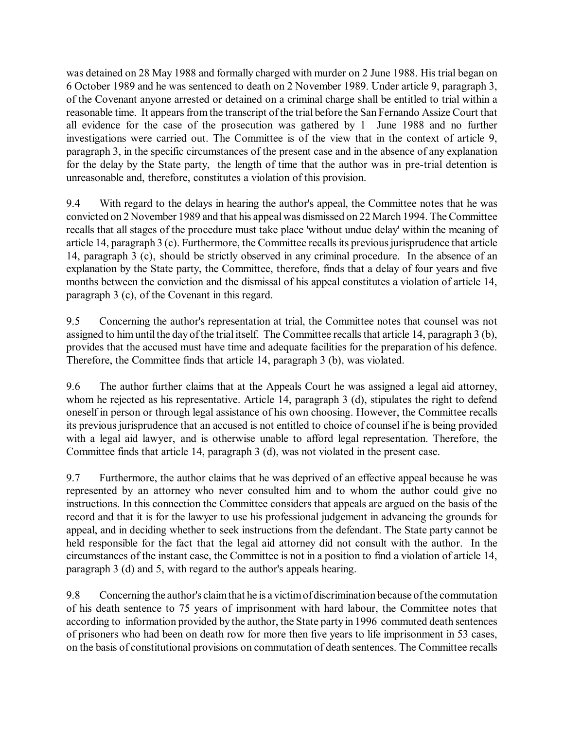was detained on 28 May 1988 and formally charged with murder on 2 June 1988. His trial began on 6 October 1989 and he was sentenced to death on 2 November 1989. Under article 9, paragraph 3, of the Covenant anyone arrested or detained on a criminal charge shall be entitled to trial within a reasonable time. It appears from the transcript of the trial before the San Fernando Assize Court that all evidence for the case of the prosecution was gathered by 1 June 1988 and no further investigations were carried out. The Committee is of the view that in the context of article 9, paragraph 3, in the specific circumstances of the present case and in the absence of any explanation for the delay by the State party, the length of time that the author was in pre-trial detention is unreasonable and, therefore, constitutes a violation of this provision.

9.4 With regard to the delays in hearing the author's appeal, the Committee notes that he was convicted on 2 November 1989 and that his appeal was dismissed on 22 March 1994. The Committee recalls that all stages of the procedure must take place 'without undue delay' within the meaning of article 14, paragraph 3 (c). Furthermore, the Committee recalls its previous jurisprudence that article 14, paragraph 3 (c), should be strictly observed in any criminal procedure. In the absence of an explanation by the State party, the Committee, therefore, finds that a delay of four years and five months between the conviction and the dismissal of his appeal constitutes a violation of article 14, paragraph 3 (c), of the Covenant in this regard.

9.5 Concerning the author's representation at trial, the Committee notes that counsel was not assigned to him until the day of the trial itself. The Committee recalls that article 14, paragraph 3 (b), provides that the accused must have time and adequate facilities for the preparation of his defence. Therefore, the Committee finds that article 14, paragraph 3 (b), was violated.

9.6 The author further claims that at the Appeals Court he was assigned a legal aid attorney, whom he rejected as his representative. Article 14, paragraph 3 (d), stipulates the right to defend oneself in person or through legal assistance of his own choosing. However, the Committee recalls its previous jurisprudence that an accused is not entitled to choice of counsel if he is being provided with a legal aid lawyer, and is otherwise unable to afford legal representation. Therefore, the Committee finds that article 14, paragraph 3 (d), was not violated in the present case.

9.7 Furthermore, the author claims that he was deprived of an effective appeal because he was represented by an attorney who never consulted him and to whom the author could give no instructions. In this connection the Committee considers that appeals are argued on the basis of the record and that it is for the lawyer to use his professional judgement in advancing the grounds for appeal, and in deciding whether to seek instructions from the defendant. The State party cannot be held responsible for the fact that the legal aid attorney did not consult with the author. In the circumstances of the instant case, the Committee is not in a position to find a violation of article 14, paragraph 3 (d) and 5, with regard to the author's appeals hearing.

9.8 Concerning the author's claim that he is a victim of discrimination because of the commutation of his death sentence to 75 years of imprisonment with hard labour, the Committee notes that according to information provided by the author, the State party in 1996 commuted death sentences of prisoners who had been on death row for more then five years to life imprisonment in 53 cases, on the basis of constitutional provisions on commutation of death sentences. The Committee recalls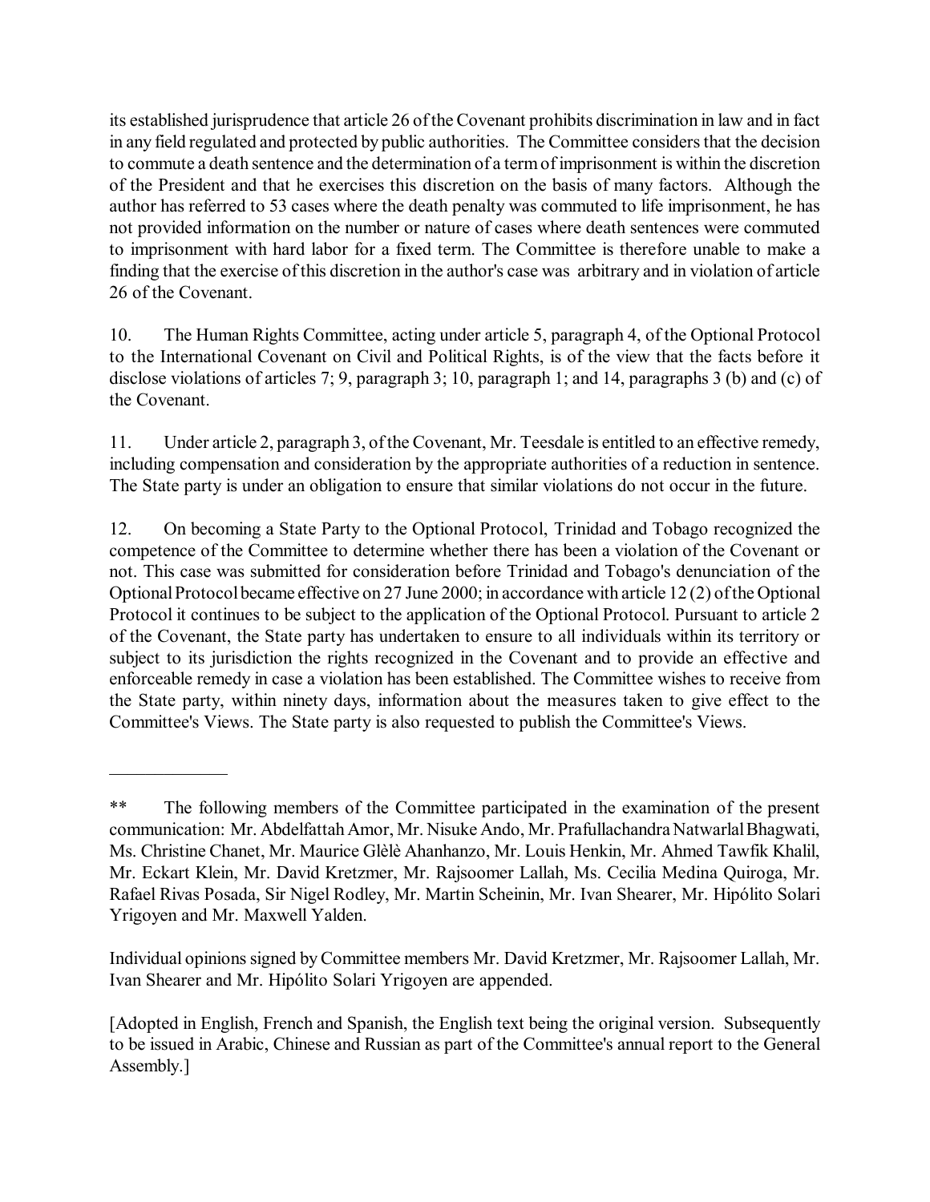its established jurisprudence that article 26 of the Covenant prohibits discrimination in law and in fact in any field regulated and protected by public authorities. The Committee considers that the decision to commute a death sentence and the determination of a term of imprisonment is within the discretion of the President and that he exercises this discretion on the basis of many factors. Although the author has referred to 53 cases where the death penalty was commuted to life imprisonment, he has not provided information on the number or nature of cases where death sentences were commuted to imprisonment with hard labor for a fixed term. The Committee is therefore unable to make a finding that the exercise of this discretion in the author's case was arbitrary and in violation of article 26 of the Covenant.

10. The Human Rights Committee, acting under article 5, paragraph 4, of the Optional Protocol to the International Covenant on Civil and Political Rights, is of the view that the facts before it disclose violations of articles 7; 9, paragraph 3; 10, paragraph 1; and 14, paragraphs 3 (b) and (c) of the Covenant.

11. Under article 2, paragraph 3, of the Covenant, Mr. Teesdale is entitled to an effective remedy, including compensation and consideration by the appropriate authorities of a reduction in sentence. The State party is under an obligation to ensure that similar violations do not occur in the future.

12. On becoming a State Party to the Optional Protocol, Trinidad and Tobago recognized the competence of the Committee to determine whether there has been a violation of the Covenant or not. This case was submitted for consideration before Trinidad and Tobago's denunciation of the Optional Protocol became effective on 27 June 2000; in accordance with article 12 (2) of the Optional Protocol it continues to be subject to the application of the Optional Protocol. Pursuant to article 2 of the Covenant, the State party has undertaken to ensure to all individuals within its territory or subject to its jurisdiction the rights recognized in the Covenant and to provide an effective and enforceable remedy in case a violation has been established. The Committee wishes to receive from the State party, within ninety days, information about the measures taken to give effect to the Committee's Views. The State party is also requested to publish the Committee's Views.

---

** The following members of the Committee participated in the examination of the present communication: Mr. Abdelfattah Amor, Mr. Nisuke Ando, Mr. Prafullachandra Natwarlal Bhagwati, Ms. Christine Chanet, Mr. Maurice Glèlè Ahanhanzo, Mr. Louis Henkin, Mr. Ahmed Tawfik Khalil, Mr. Eckart Klein, Mr. David Kretzmer, Mr. Rajsoomer Lallah, Ms. Cecilia Medina Quiroga, Mr. Rafael Rivas Posada, Sir Nigel Rodley, Mr. Martin Scheinin, Mr. Ivan Shearer, Mr. Hipólito Solari Yrigoyen and Mr. Maxwell Yalden.

Individual opinions signed by Committee members Mr. David Kretzmer, Mr. Rajsoomer Lallah, Mr. Ivan Shearer and Mr. Hipólito Solari Yrigoyen are appended.

[Adopted in English, French and Spanish, the English text being the original version. Subsequently to be issued in Arabic, Chinese and Russian as part of the Committee's annual report to the General Assembly.]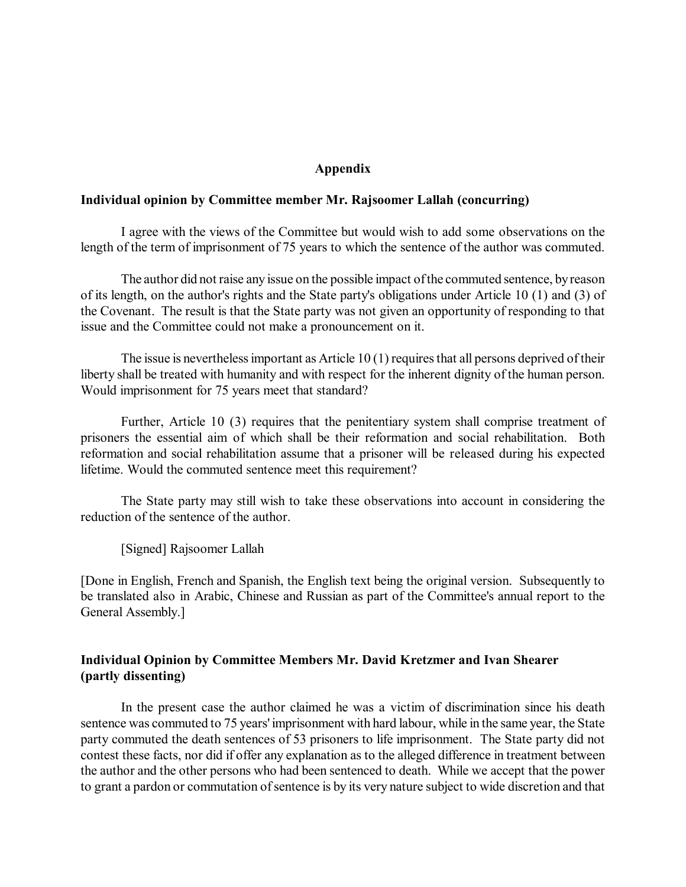## Appendix

**Individual opinion by Committee member Mr. Rajsoomer Lallah (concurring)**

I agree with the views of the Committee but would wish to add some observations on the length of the term of imprisonment of 75 years to which the sentence of the author was commuted.

The author did not raise any issue on the possible impact of the commuted sentence, by reason of its length, on the author's rights and the State party's obligations under Article 10 (1) and (3) of the Covenant. The result is that the State party was not given an opportunity of responding to that issue and the Committee could not make a pronouncement on it.

The issue is nevertheless important as Article 10 (1) requires that all persons deprived of their liberty shall be treated with humanity and with respect for the inherent dignity of the human person. Would imprisonment for 75 years meet that standard?

Further, Article 10 (3) requires that the penitentiary system shall comprise treatment of prisoners the essential aim of which shall be their reformation and social rehabilitation. Both reformation and social rehabilitation assume that a prisoner will be released during his expected lifetime. Would the commuted sentence meet this requirement?

The State party may still wish to take these observations into account in considering the reduction of the sentence of the author.

[Signed] Rajsoomer Lallah

[Done in English, French and Spanish, the English text being the original version. Subsequently to be translated also in Arabic, Chinese and Russian as part of the Committee's annual report to the General Assembly.]

**Individual Opinion by Committee Members Mr. David Kretzmer and Ivan Shearer (partly dissenting)**

In the present case the author claimed he was a victim of discrimination since his death sentence was commuted to 75 years' imprisonment with hard labour, while in the same year, the State party commuted the death sentences of 53 prisoners to life imprisonment. The State party did not contest these facts, nor did if offer any explanation as to the alleged difference in treatment between the author and the other persons who had been sentenced to death. While we accept that the power to grant a pardon or commutation of sentence is by its very nature subject to wide discretion and that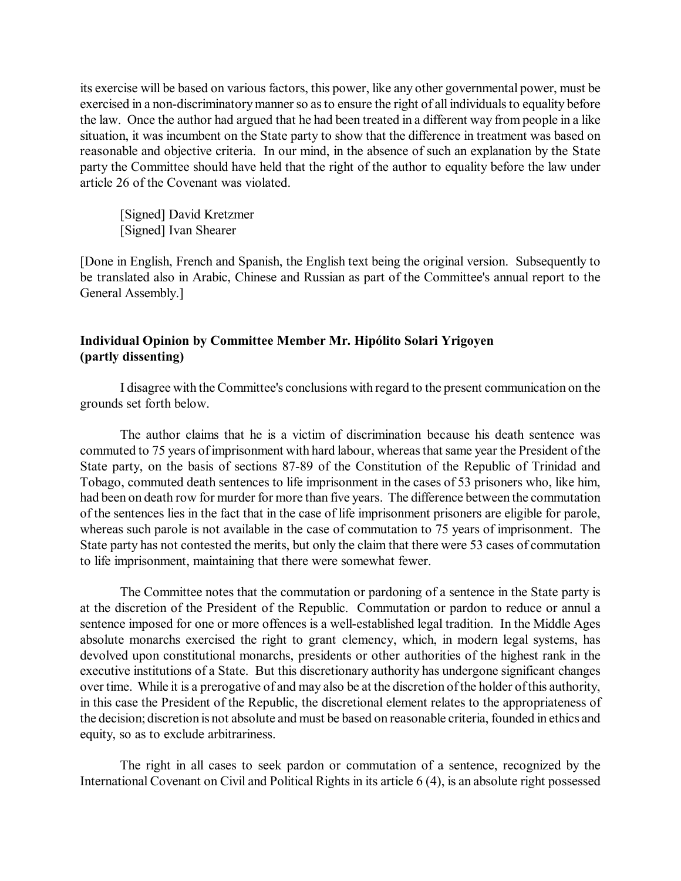its exercise will be based on various factors, this power, like any other governmental power, must be exercised in a non-discriminatory manner so as to ensure the right of all individuals to equality before the law. Once the author had argued that he had been treated in a different way from people in a like situation, it was incumbent on the State party to show that the difference in treatment was based on reasonable and objective criteria. In our mind, in the absence of such an explanation by the State party the Committee should have held that the right of the author to equality before the law under article 26 of the Covenant was violated.

[Signed] David Kretzmer
[Signed] Ivan Shearer

[Done in English, French and Spanish, the English text being the original version. Subsequently to be translated also in Arabic, Chinese and Russian as part of the Committee's annual report to the General Assembly.]

**Individual Opinion by Committee Member Mr. Hipólito Solari Yrigoyen (partly dissenting)**

I disagree with the Committee's conclusions with regard to the present communication on the grounds set forth below.

The author claims that he is a victim of discrimination because his death sentence was commuted to 75 years of imprisonment with hard labour, whereas that same year the President of the State party, on the basis of sections 87-89 of the Constitution of the Republic of Trinidad and Tobago, commuted death sentences to life imprisonment in the cases of 53 prisoners who, like him, had been on death row for murder for more than five years. The difference between the commutation of the sentences lies in the fact that in the case of life imprisonment prisoners are eligible for parole, whereas such parole is not available in the case of commutation to 75 years of imprisonment. The State party has not contested the merits, but only the claim that there were 53 cases of commutation to life imprisonment, maintaining that there were somewhat fewer.

The Committee notes that the commutation or pardoning of a sentence in the State party is at the discretion of the President of the Republic. Commutation or pardon to reduce or annul a sentence imposed for one or more offences is a well-established legal tradition. In the Middle Ages absolute monarchs exercised the right to grant clemency, which, in modern legal systems, has devolved upon constitutional monarchs, presidents or other authorities of the highest rank in the executive institutions of a State. But this discretionary authority has undergone significant changes over time. While it is a prerogative of and may also be at the discretion of the holder of this authority, in this case the President of the Republic, the discretional element relates to the appropriateness of the decision; discretion is not absolute and must be based on reasonable criteria, founded in ethics and equity, so as to exclude arbitrariness.

The right in all cases to seek pardon or commutation of a sentence, recognized by the International Covenant on Civil and Political Rights in its article 6 (4), is an absolute right possessed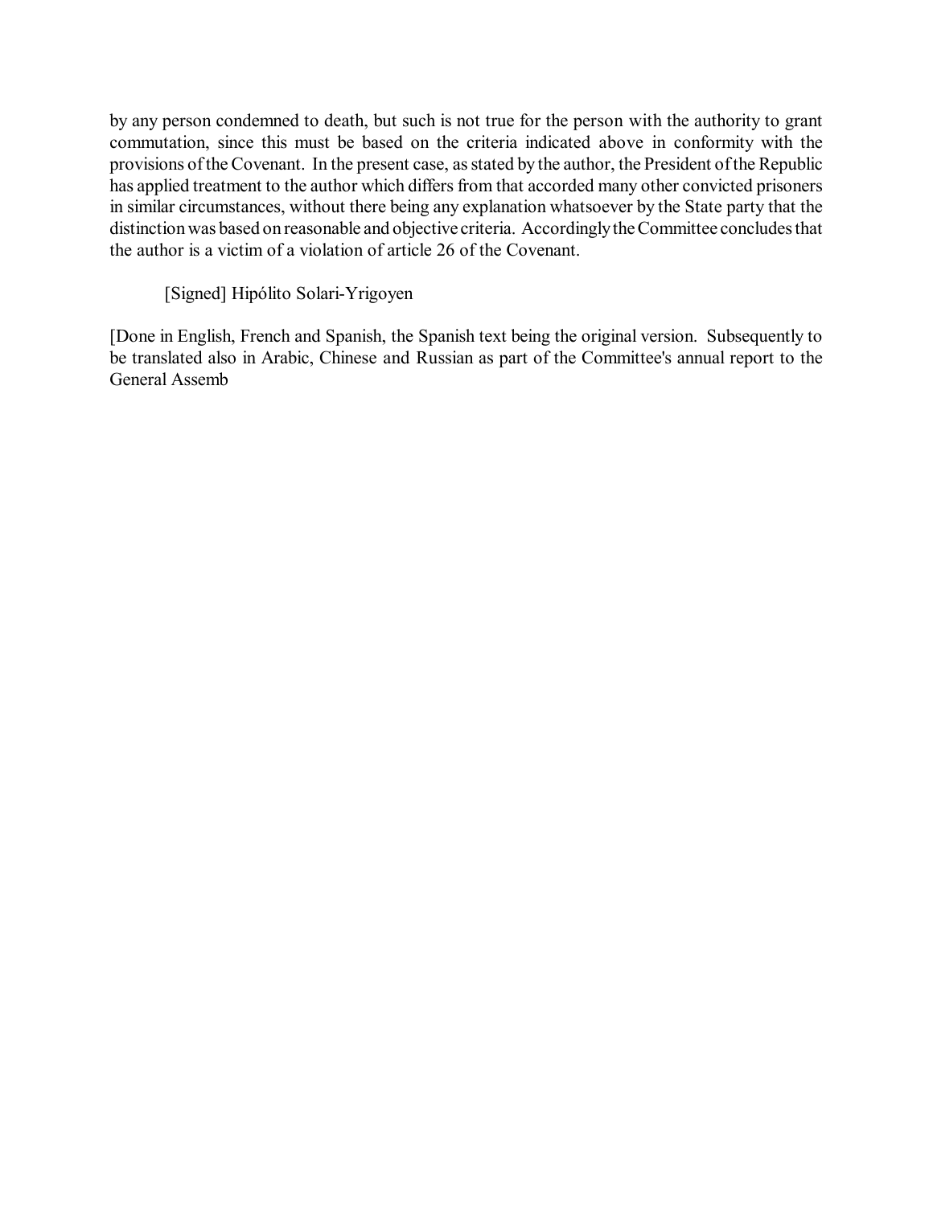by any person condemned to death, but such is not true for the person with the authority to grant commutation, since this must be based on the criteria indicated above in conformity with the provisions of the Covenant. In the present case, as stated by the author, the President of the Republic has applied treatment to the author which differs from that accorded many other convicted prisoners in similar circumstances, without there being any explanation whatsoever by the State party that the distinction was based on reasonable and objective criteria. Accordingly the Committee concludes that the author is a victim of a violation of article 26 of the Covenant.

[Signed] Hipólito Solari-Yrigoyen

[Done in English, French and Spanish, the Spanish text being the original version. Subsequently to be translated also in Arabic, Chinese and Russian as part of the Committee's annual report to the General Assemb